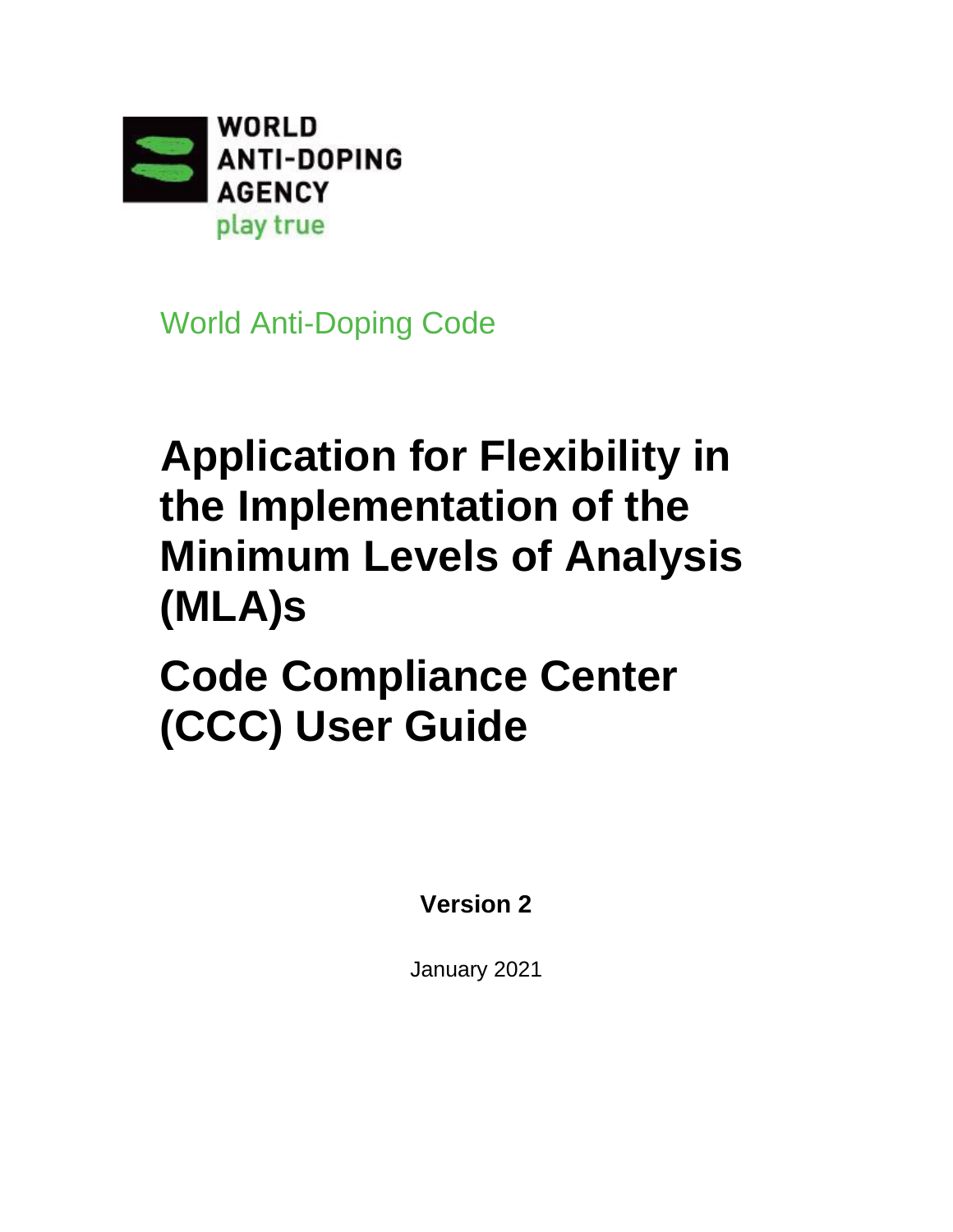WORLD ANTI-DOPING AGENCY

play true

World Anti-Doping Code

# Application for Flexibility in the Implementation of the Minimum Levels of Analysis (MLA)s

# Code Compliance Center (CCC) User Guide

**Version 2**

January 2021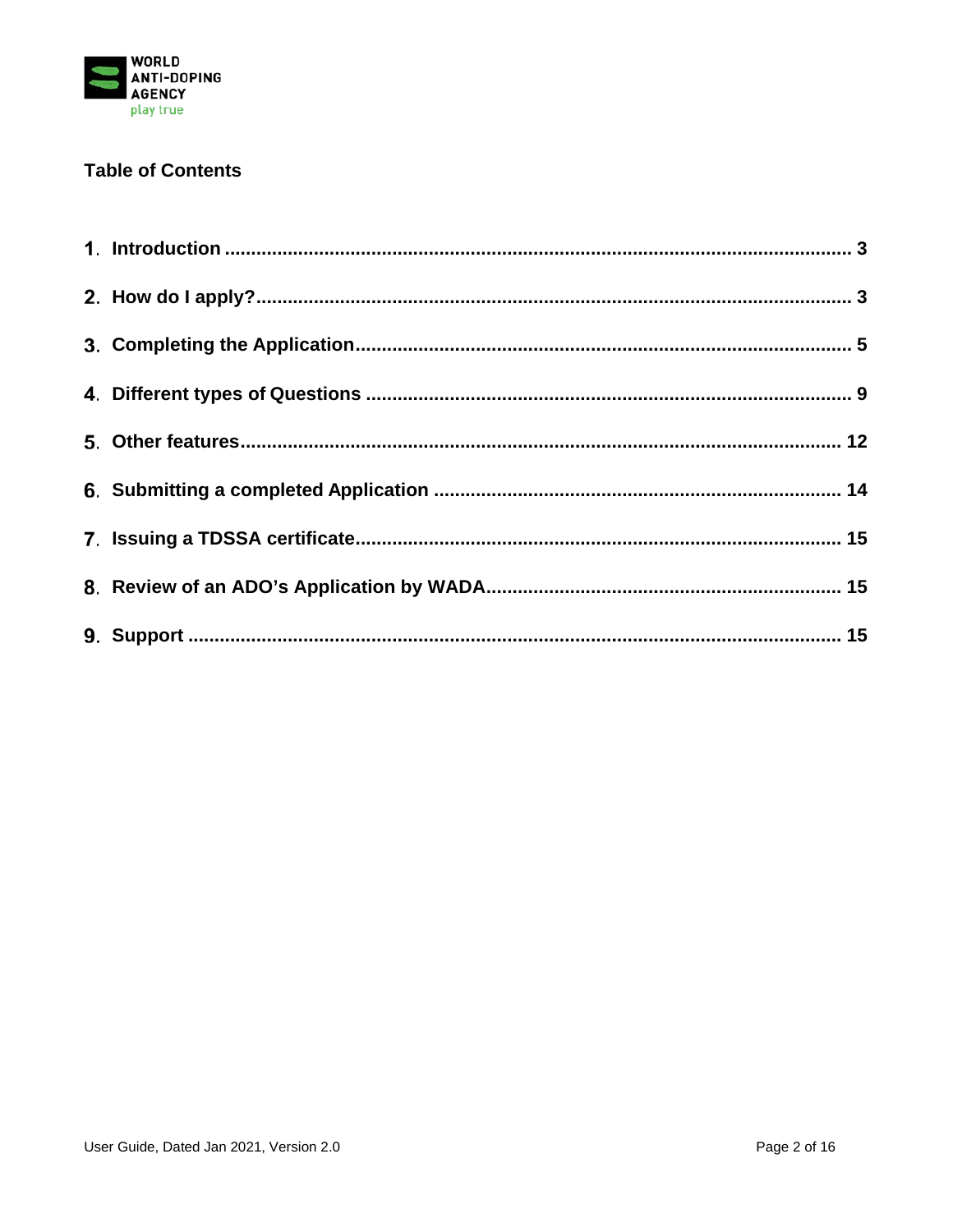## Table of Contents

1. **Introduction** ........................................................................................................ 3
2. **How do I apply?** ................................................................................................... 3
3. **Completing the Application** ................................................................................ 5
4. **Different types of Questions** ............................................................................... 9
5. **Other features** .................................................................................................... 12
6. **Submitting a completed Application** ................................................................ 14
7. **Issuing a TDSSA certificate** .............................................................................. 15
8. **Review of an ADO's Application by WADA** ..................................................... 15
9. **Support** ............................................................................................................... 15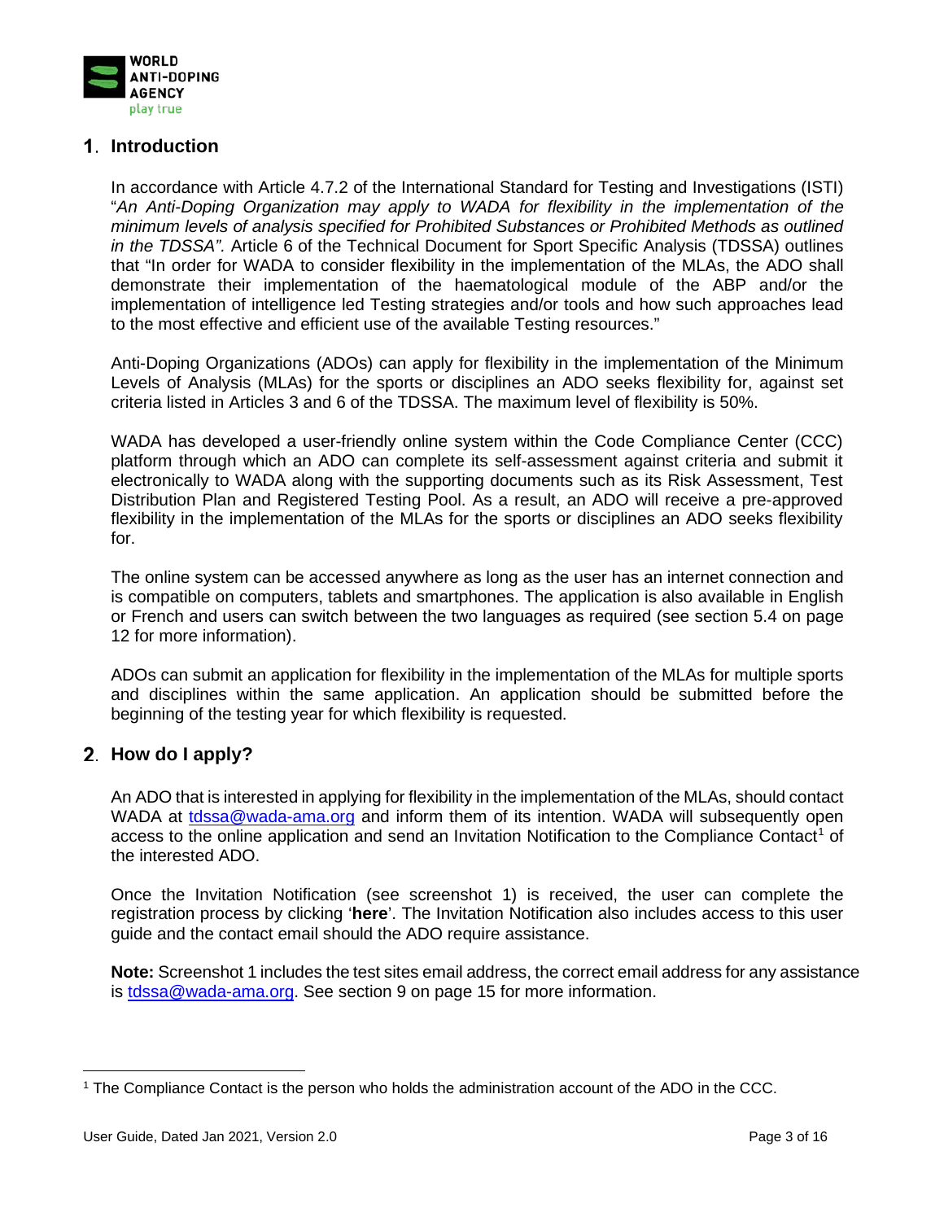## 1. Introduction

In accordance with Article 4.7.2 of the International Standard for Testing and Investigations (ISTI) "*An Anti-Doping Organization may apply to WADA for flexibility in the implementation of the minimum levels of analysis specified for Prohibited Substances or Prohibited Methods as outlined in the TDSSA".* Article 6 of the Technical Document for Sport Specific Analysis (TDSSA) outlines that "In order for WADA to consider flexibility in the implementation of the MLAs, the ADO shall demonstrate their implementation of the haematological module of the ABP and/or the implementation of intelligence led Testing strategies and/or tools and how such approaches lead to the most effective and efficient use of the available Testing resources."

Anti-Doping Organizations (ADOs) can apply for flexibility in the implementation of the Minimum Levels of Analysis (MLAs) for the sports or disciplines an ADO seeks flexibility for, against set criteria listed in Articles 3 and 6 of the TDSSA. The maximum level of flexibility is 50%.

WADA has developed a user-friendly online system within the Code Compliance Center (CCC) platform through which an ADO can complete its self-assessment against criteria and submit it electronically to WADA along with the supporting documents such as its Risk Assessment, Test Distribution Plan and Registered Testing Pool. As a result, an ADO will receive a pre-approved flexibility in the implementation of the MLAs for the sports or disciplines an ADO seeks flexibility for.

The online system can be accessed anywhere as long as the user has an internet connection and is compatible on computers, tablets and smartphones. The application is also available in English or French and users can switch between the two languages as required (see section 5.4 on page 12 for more information).

ADOs can submit an application for flexibility in the implementation of the MLAs for multiple sports and disciplines within the same application. An application should be submitted before the beginning of the testing year for which flexibility is requested.

## 2. How do I apply?

An ADO that is interested in applying for flexibility in the implementation of the MLAs, should contact WADA at tdssa@wada-ama.org and inform them of its intention. WADA will subsequently open access to the online application and send an Invitation Notification to the Compliance Contact[1] of the interested ADO.

Once the Invitation Notification (see screenshot 1) is received, the user can complete the registration process by clicking '**here**'. The Invitation Notification also includes access to this user guide and the contact email should the ADO require assistance.

**Note:** Screenshot 1 includes the test sites email address, the correct email address for any assistance is tdssa@wada-ama.org. See section 9 on page 15 for more information.

---

[1] The Compliance Contact is the person who holds the administration account of the ADO in the CCC.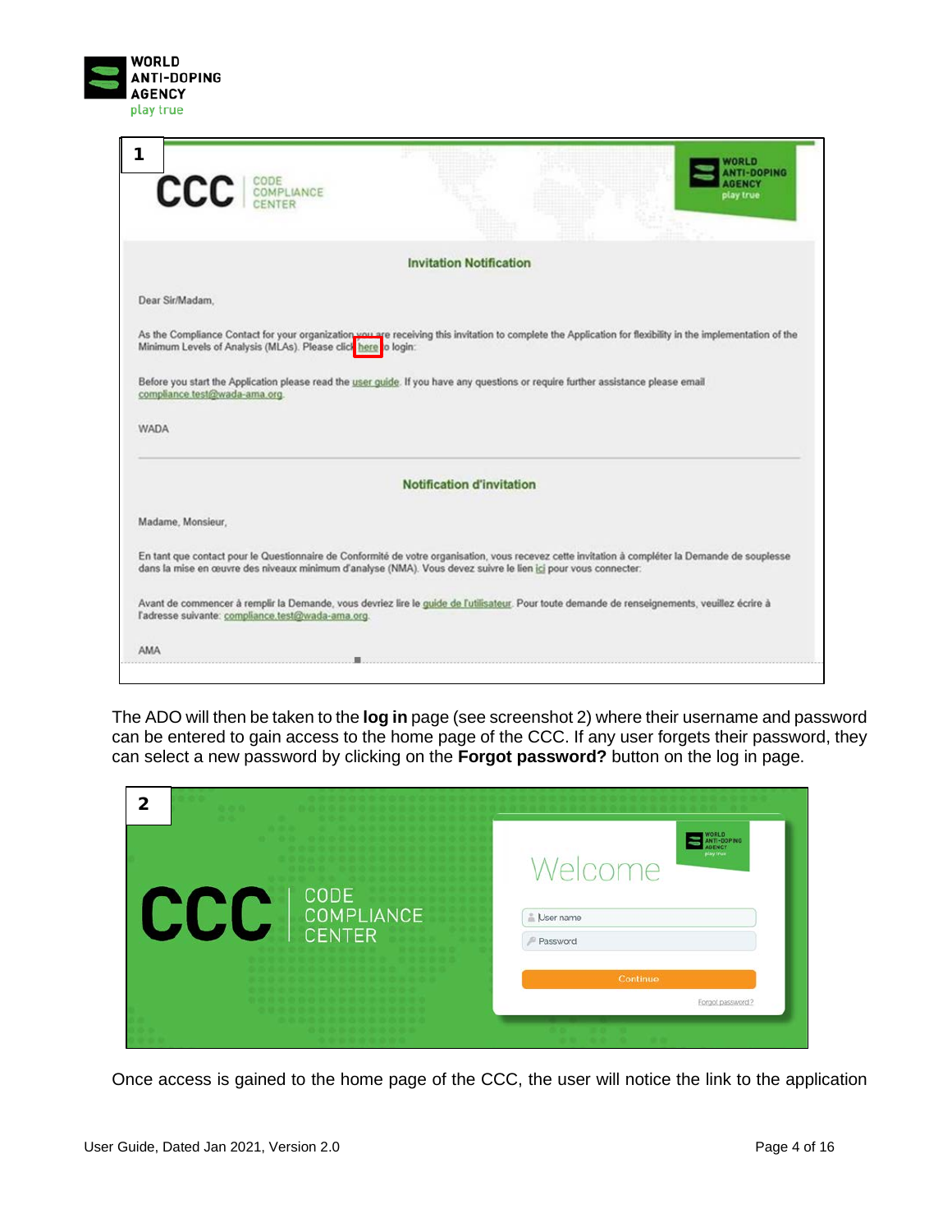1

# CCC CODE COMPLIANCE CENTER

WORLD ANTI-DOPING AGENCY play true

**Invitation Notification**

Dear Sir/Madam,

As the Compliance Contact for your organization you are receiving this invitation to complete the Application for flexibility in the implementation of the Minimum Levels of Analysis (MLAs). Please click here to login:

Before you start the Application please read the user guide. If you have any questions or require further assistance please email compliance.test@wada-ama.org.

WADA

**Notification d'invitation**

Madame, Monsieur,

En tant que contact pour le Questionnaire de Conformité de votre organisation, vous recevez cette invitation à compléter la Demande de souplesse dans la mise en œuvre des niveaux minimum d'analyse (NMA). Vous devez suivre le lien ici pour vous connecter:

Avant de commencer à remplir la Demande, vous devriez lire le guide de l'utilisateur. Pour toute demande de renseignements, veuillez écrire à l'adresse suivante: compliance.test@wada-ama.org.

AMA

The ADO will then be taken to the **log in** page (see screenshot 2) where their username and password can be entered to gain access to the home page of the CCC. If any user forgets their password, they can select a new password by clicking on the **Forgot password?** button on the log in page.

2

CCC CODE COMPLIANCE CENTER

WORLD ANTI-DOPING AGENCY play true

Welcome

User name

Password

Continue

Forgot password?

Once access is gained to the home page of the CCC, the user will notice the link to the application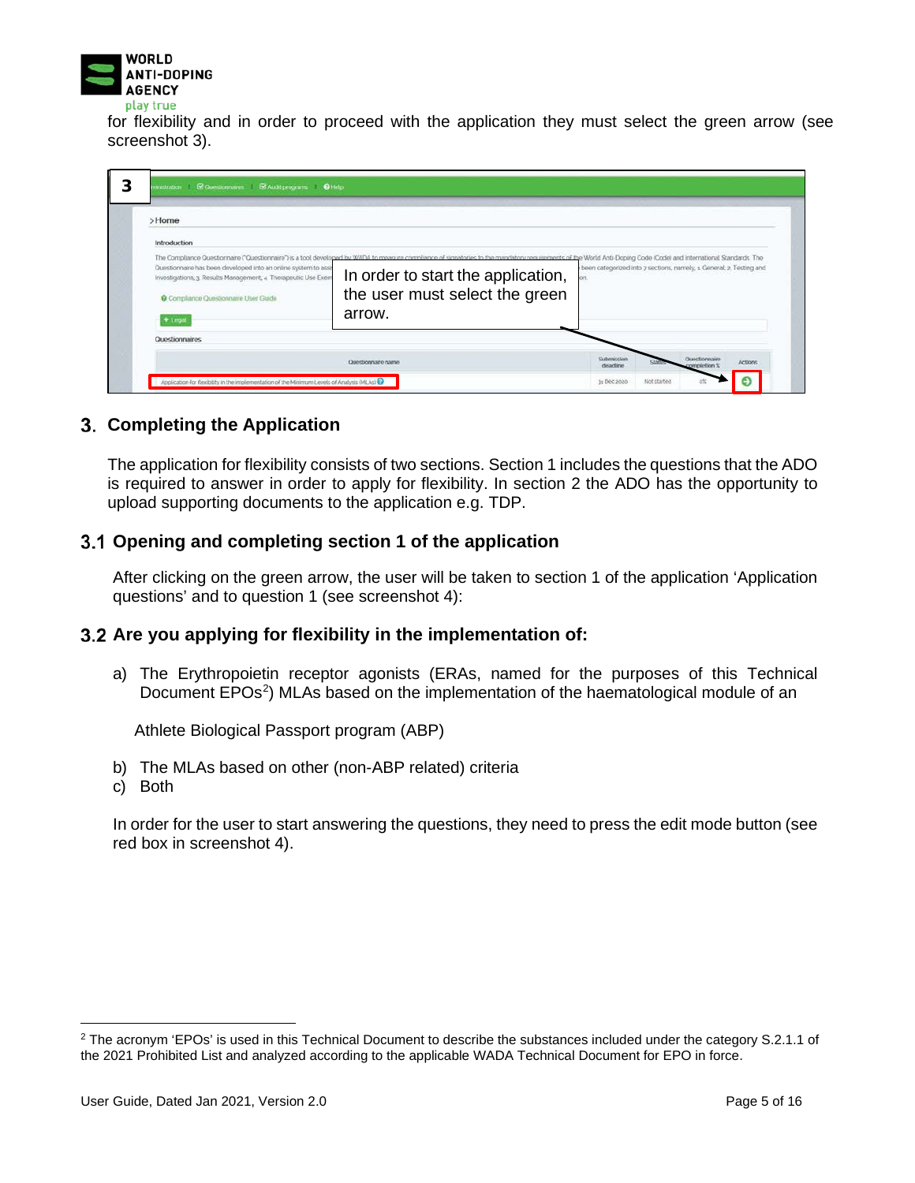for flexibility and in order to proceed with the application they must select the green arrow (see screenshot 3).

## 3. Completing the Application

The application for flexibility consists of two sections. Section 1 includes the questions that the ADO is required to answer in order to apply for flexibility. In section 2 the ADO has the opportunity to upload supporting documents to the application e.g. TDP.

### 3.1 Opening and completing section 1 of the application

After clicking on the green arrow, the user will be taken to section 1 of the application 'Application questions' and to question 1 (see screenshot 4):

### 3.2 Are you applying for flexibility in the implementation of:

a) The Erythropoietin receptor agonists (ERAs, named for the purposes of this Technical Document EPOs[2]) MLAs based on the implementation of the haematological module of an

Athlete Biological Passport program (ABP)

b) The MLAs based on other (non-ABP related) criteria
c) Both

In order for the user to start answering the questions, they need to press the edit mode button (see red box in screenshot 4).

[2] The acronym 'EPOs' is used in this Technical Document to describe the substances included under the category S.2.1.1 of the 2021 Prohibited List and analyzed according to the applicable WADA Technical Document for EPO in force.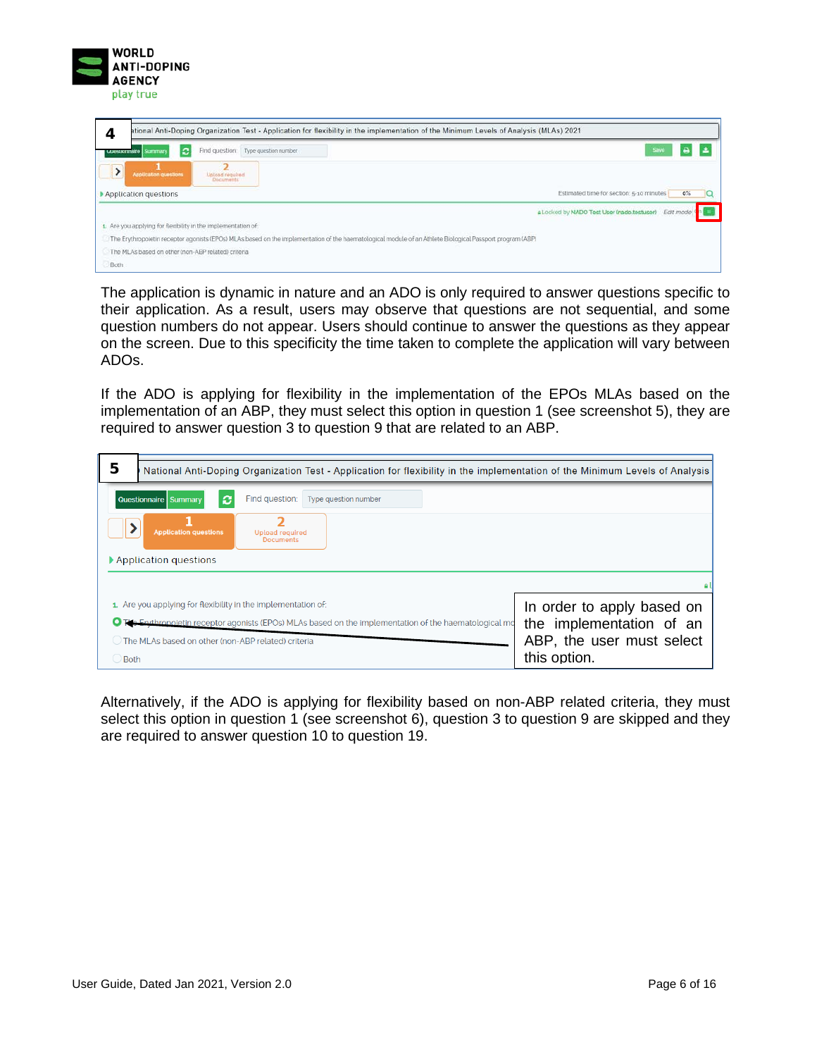The application is dynamic in nature and an ADO is only required to answer questions specific to their application. As a result, users may observe that questions are not sequential, and some question numbers do not appear. Users should continue to answer the questions as they appear on the screen. Due to this specificity the time taken to complete the application will vary between ADOs.

If the ADO is applying for flexibility in the implementation of the EPOs MLAs based on the implementation of an ABP, they must select this option in question 1 (see screenshot 5), they are required to answer question 3 to question 9 that are related to an ABP.

In order to apply based on the implementation of an ABP, the user must select this option.

Alternatively, if the ADO is applying for flexibility based on non-ABP related criteria, they must select this option in question 1 (see screenshot 6), question 3 to question 9 are skipped and they are required to answer question 10 to question 19.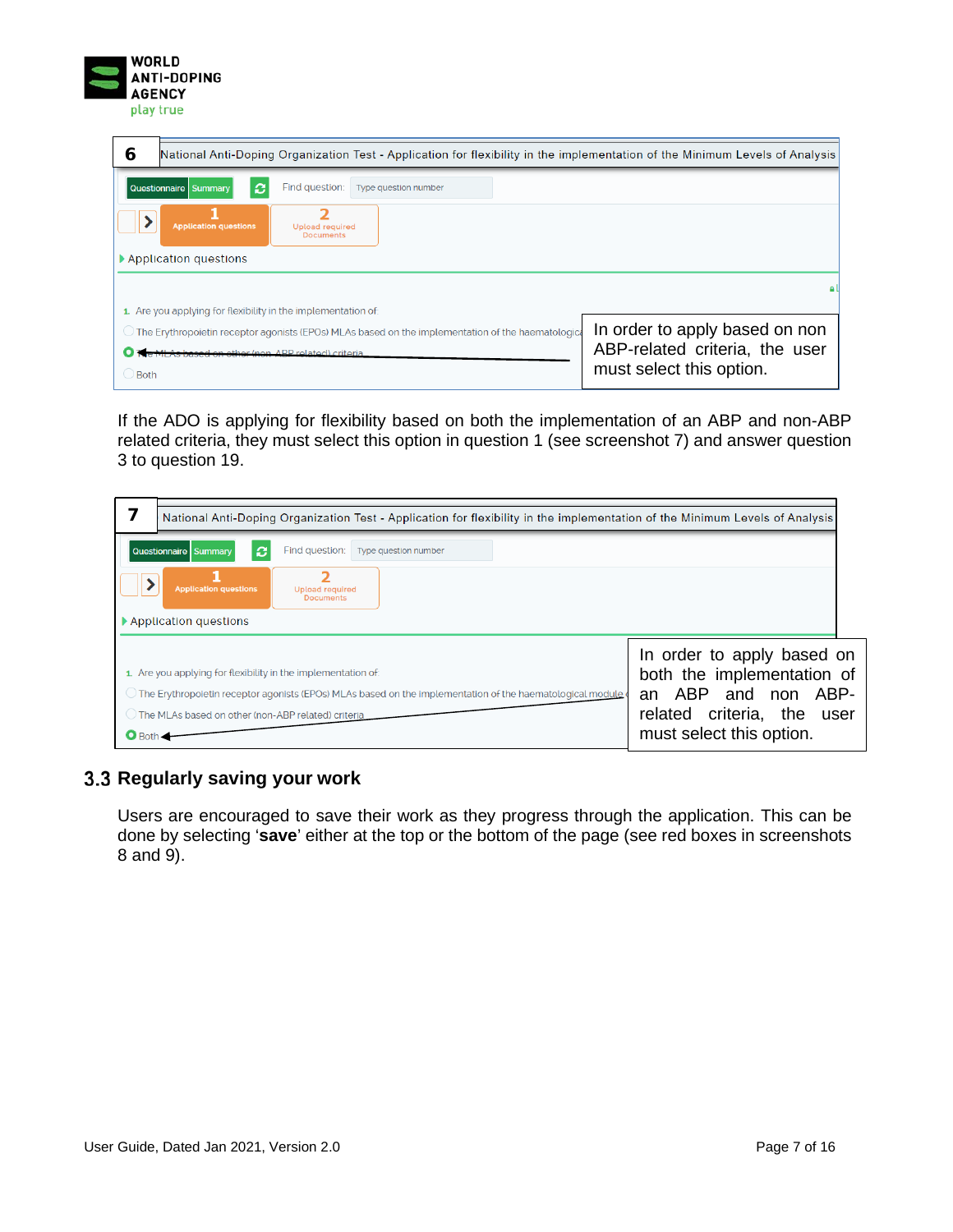**6** National Anti-Doping Organization Test - Application for flexibility in the implementation of the Minimum Levels of Analysis

Questionnaire Summary | Find question: Type question number

1 Application questions | 2 Upload required Documents

Application questions

1. Are you applying for flexibility in the implementation of:

- The Erythropoietin receptor agonists (EPOs) MLAs based on the implementation of the haematological
- The MLAs based on other (non-ABP related) criteria
- Both

In order to apply based on non ABP-related criteria, the user must select this option.

If the ADO is applying for flexibility based on both the implementation of an ABP and non-ABP related criteria, they must select this option in question 1 (see screenshot 7) and answer question 3 to question 19.

**7** National Anti-Doping Organization Test - Application for flexibility in the implementation of the Minimum Levels of Analysis

Questionnaire Summary | Find question: Type question number

1 Application questions | 2 Upload required Documents

Application questions

1. Are you applying for flexibility in the implementation of:

- The Erythropoietin receptor agonists (EPOs) MLAs based on the implementation of the haematological module
- The MLAs based on other (non-ABP related) criteria
- Both

In order to apply based on both the implementation of an ABP and non ABP-related criteria, the user must select this option.

## 3.3 Regularly saving your work

Users are encouraged to save their work as they progress through the application. This can be done by selecting '**save**' either at the top or the bottom of the page (see red boxes in screenshots 8 and 9).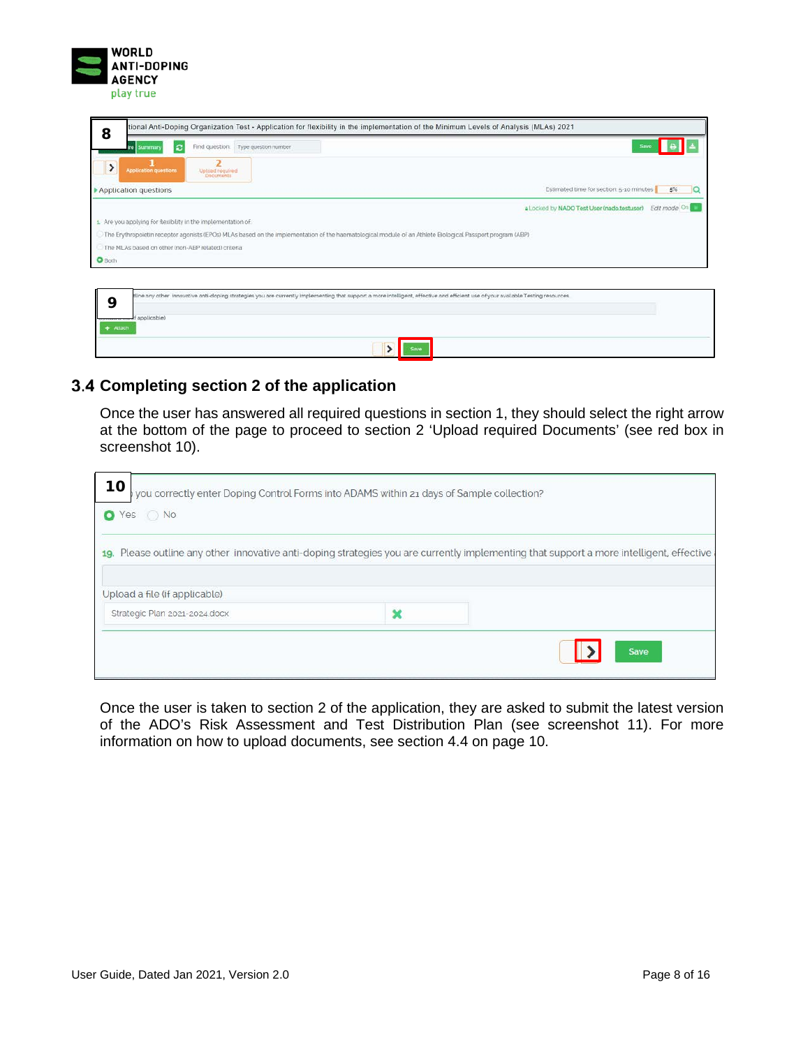### 3.4 Completing section 2 of the application

Once the user has answered all required questions in section 1, they should select the right arrow at the bottom of the page to proceed to section 2 'Upload required Documents' (see red box in screenshot 10).

Once the user is taken to section 2 of the application, they are asked to submit the latest version of the ADO's Risk Assessment and Test Distribution Plan (see screenshot 11). For more information on how to upload documents, see section 4.4 on page 10.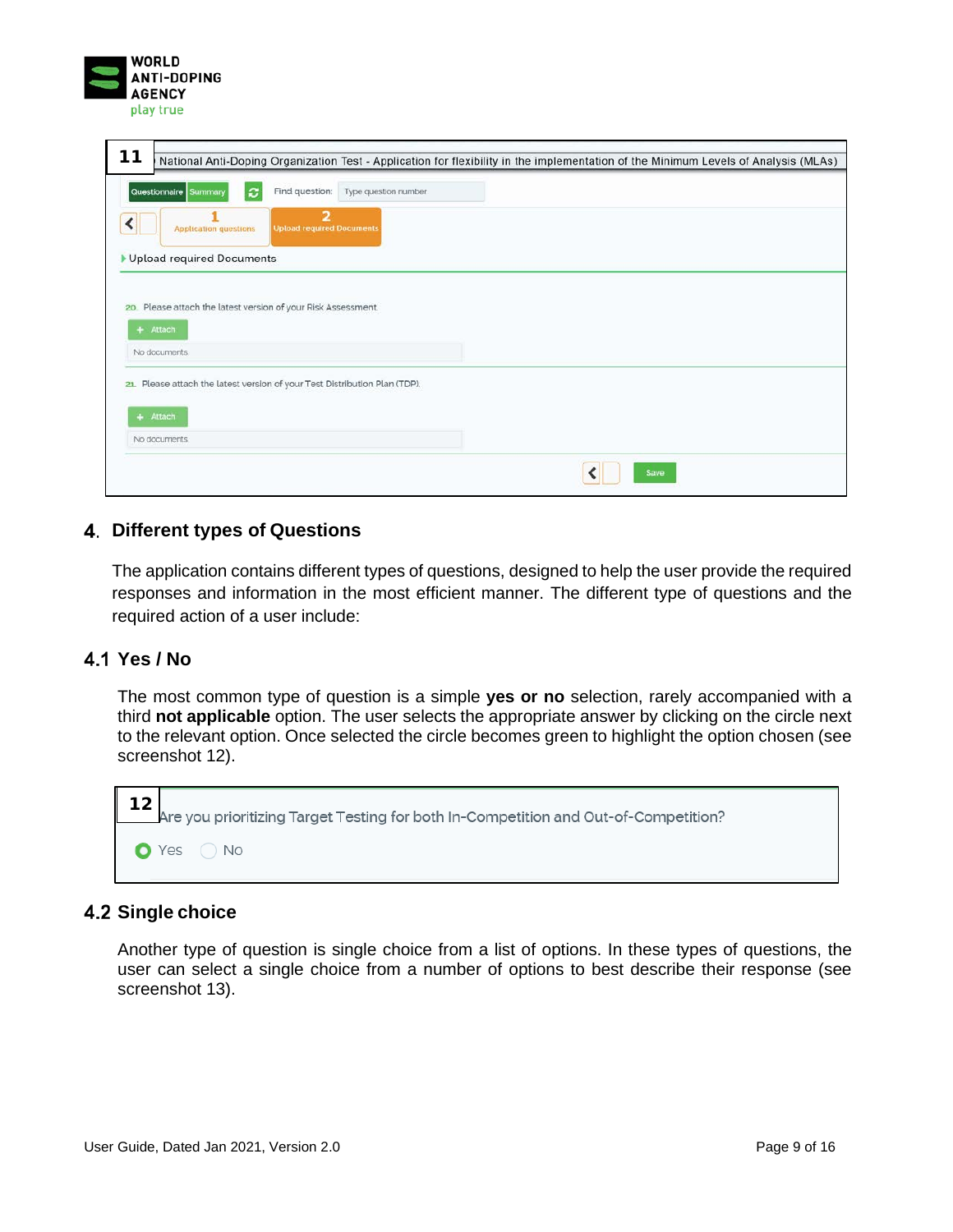**11**

National Anti-Doping Organization Test - Application for flexibility in the implementation of the Minimum Levels of Analysis (MLAs)

Questionnaire | Summary | Find question: Type question number

1 Application questions | 2 Upload required Documents

Upload required Documents

20. Please attach the latest version of your Risk Assessment.

+ Attach

No documents

21. Please attach the latest version of your Test Distribution Plan (TDP).

+ Attach

No documents

Save

## 4. Different types of Questions

The application contains different types of questions, designed to help the user provide the required responses and information in the most efficient manner. The different type of questions and the required action of a user include:

### 4.1 Yes / No

The most common type of question is a simple **yes or no** selection, rarely accompanied with a third **not applicable** option. The user selects the appropriate answer by clicking on the circle next to the relevant option. Once selected the circle becomes green to highlight the option chosen (see screenshot 12).

**12**

Are you prioritizing Target Testing for both In-Competition and Out-of-Competition?

Yes No

### 4.2 Single choice

Another type of question is single choice from a list of options. In these types of questions, the user can select a single choice from a number of options to best describe their response (see screenshot 13).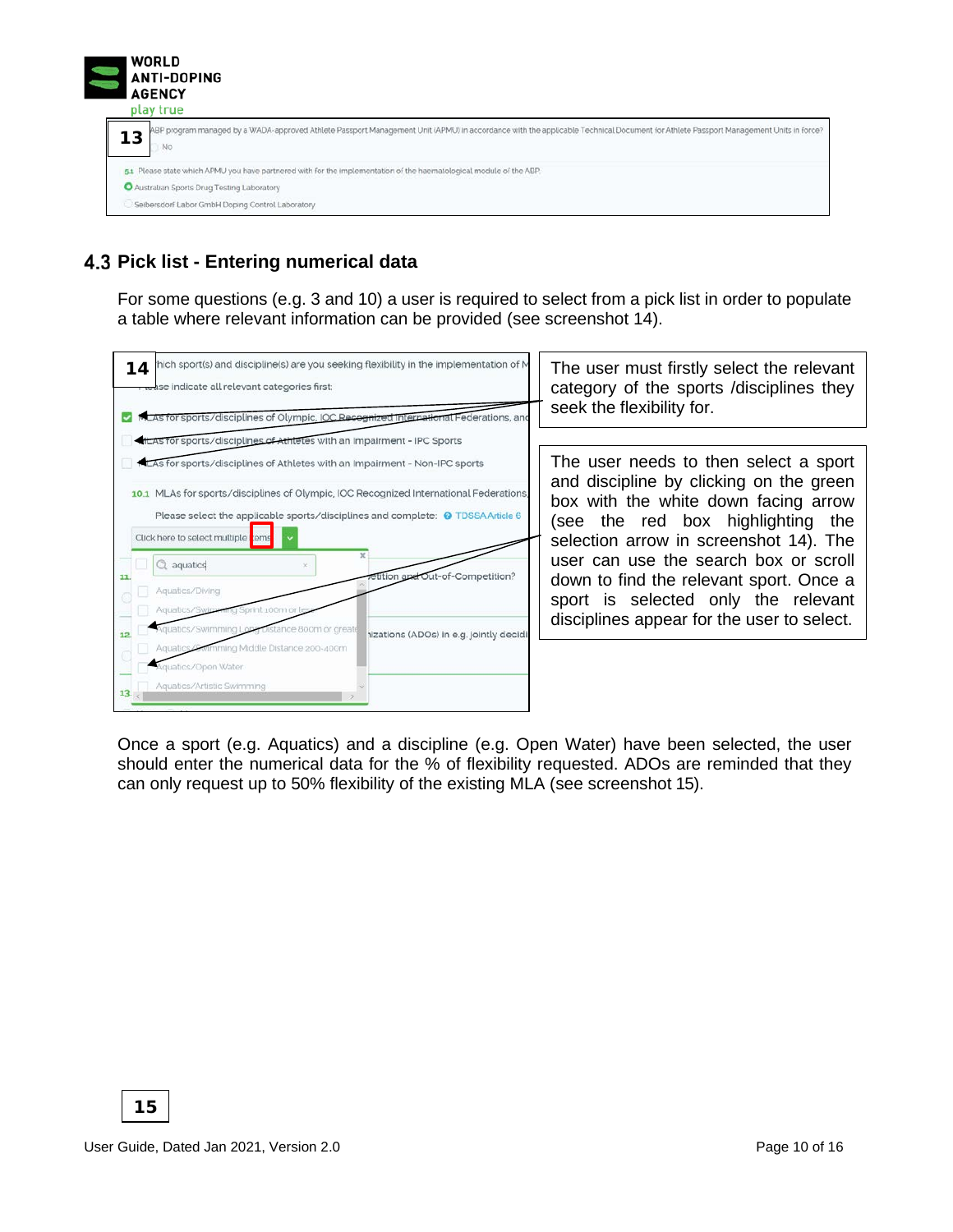**13**

ABP program managed by a WADA-approved Athlete Passport Management Unit (APMU) in accordance with the applicable Technical Document for Athlete Passport Management Units in force?

No

5.1 Please state which APMU you have partnered with for the implementation of the haematological module of the ABP.

Australian Sports Drug Testing Laboratory

Seibersdorf Labor GmbH Doping Control Laboratory

## 4.3 Pick list - Entering numerical data

For some questions (e.g. 3 and 10) a user is required to select from a pick list in order to populate a table where relevant information can be provided (see screenshot 14).

**14**

The user must firstly select the relevant category of the sports /disciplines they seek the flexibility for.

The user needs to then select a sport and discipline by clicking on the green box with the white down facing arrow (see the red box highlighting the selection arrow in screenshot 14). The user can use the search box or scroll down to find the relevant sport. Once a sport is selected only the relevant disciplines appear for the user to select.

Once a sport (e.g. Aquatics) and a discipline (e.g. Open Water) have been selected, the user should enter the numerical data for the % of flexibility requested. ADOs are reminded that they can only request up to 50% flexibility of the existing MLA (see screenshot 15).

**15**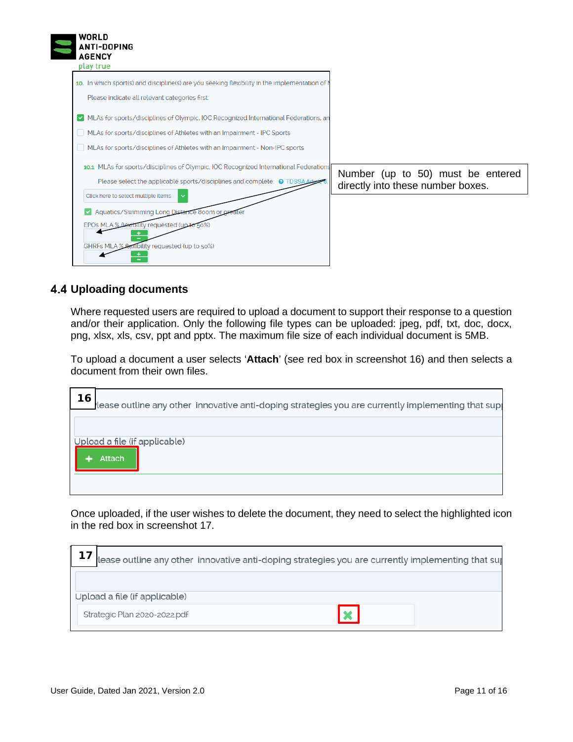10. In which sport(s) and discipline(s) are you seeking flexibility in the implementation of

Please indicate all relevant categories first:

- [x] MLAs for sports/disciplines of Olympic, IOC Recognized International Federations, an
- [ ] MLAs for sports/disciplines of Athletes with an Impairment - IPC Sports
- [ ] MLAs for sports/disciplines of Athletes with an Impairment - Non-IPC sports

10.1 MLAs for sports/disciplines of Olympic, IOC Recognized International Federations

Please select the applicable sports/disciplines and complete: TDSSA Article 6

Click here to select multiple items

- [x] Aquatics/Swimming Long Distance 800m or greater

EPOs MLA % flexibility requested (up to 50%)

GHRFs MLA % flexibility requested (up to 50%)

Number (up to 50) must be entered directly into these number boxes.

## 4.4 Uploading documents

Where requested users are required to upload a document to support their response to a question and/or their application. Only the following file types can be uploaded: jpeg, pdf, txt, doc, docx, png, xlsx, xls, csv, ppt and pptx. The maximum file size of each individual document is 5MB.

To upload a document a user selects '**Attach**' (see red box in screenshot 16) and then selects a document from their own files.

**16**

Please outline any other innovative anti-doping strategies you are currently implementing that sup

Upload a file (if applicable)

Attach

Once uploaded, if the user wishes to delete the document, they need to select the highlighted icon in the red box in screenshot 17.

**17**

Please outline any other innovative anti-doping strategies you are currently implementing that su

Upload a file (if applicable)

Strategic Plan 2020-2022.pdf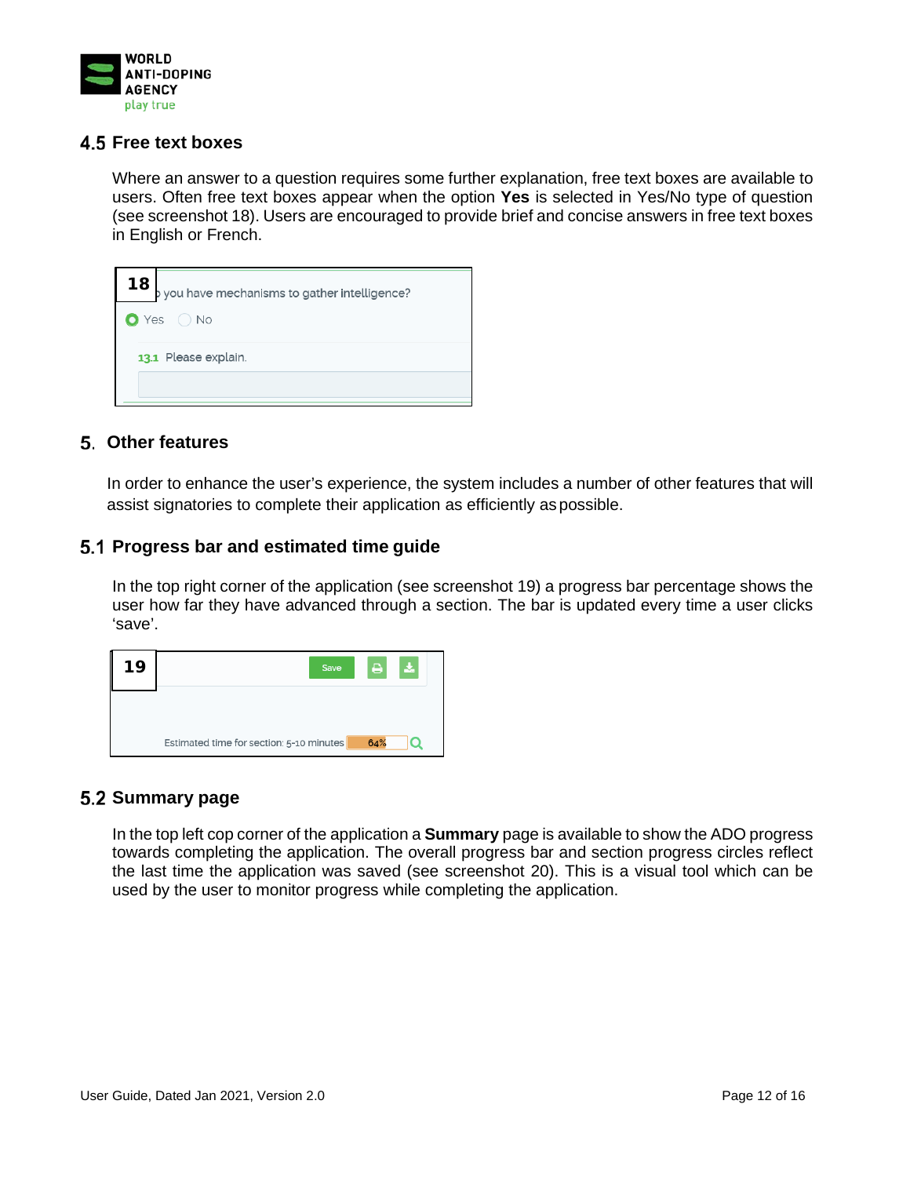## 4.5 Free text boxes

Where an answer to a question requires some further explanation, free text boxes are available to users. Often free text boxes appear when the option **Yes** is selected in Yes/No type of question (see screenshot 18). Users are encouraged to provide brief and concise answers in free text boxes in English or French.

# 5. Other features

In order to enhance the user's experience, the system includes a number of other features that will assist signatories to complete their application as efficiently as possible.

## 5.1 Progress bar and estimated time guide

In the top right corner of the application (see screenshot 19) a progress bar percentage shows the user how far they have advanced through a section. The bar is updated every time a user clicks 'save'.

## 5.2 Summary page

In the top left cop corner of the application a **Summary** page is available to show the ADO progress towards completing the application. The overall progress bar and section progress circles reflect the last time the application was saved (see screenshot 20). This is a visual tool which can be used by the user to monitor progress while completing the application.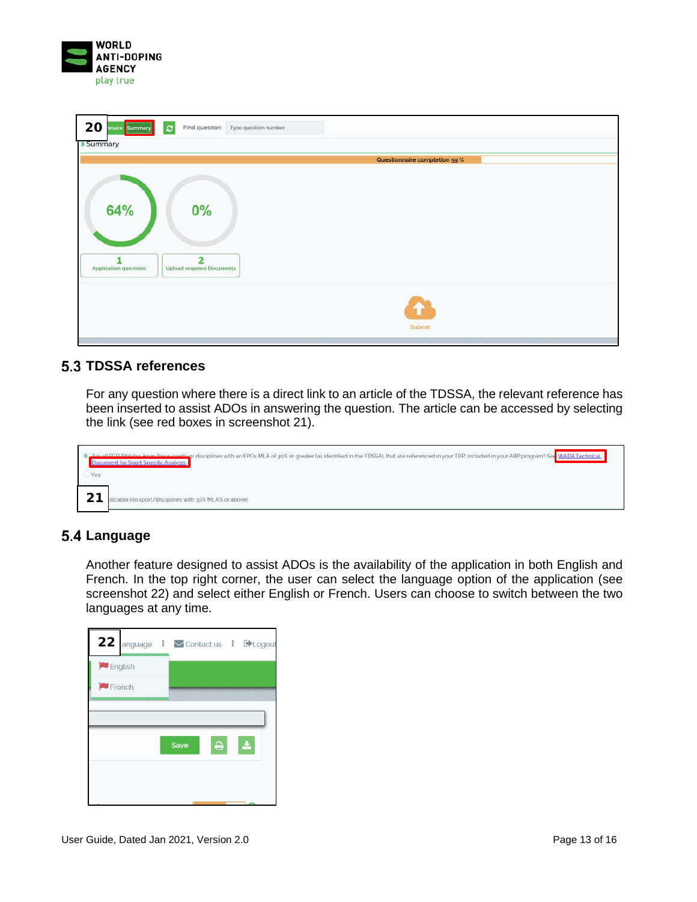## 5.3 TDSSA references

For any question where there is a direct link to an article of the TDSSA, the relevant reference has been inserted to assist ADOs in answering the question. The article can be accessed by selecting the link (see red boxes in screenshot 21).

## 5.4 Language

Another feature designed to assist ADOs is the availability of the application in both English and French. In the top right corner, the user can select the language option of the application (see screenshot 22) and select either English or French. Users can choose to switch between the two languages at any time.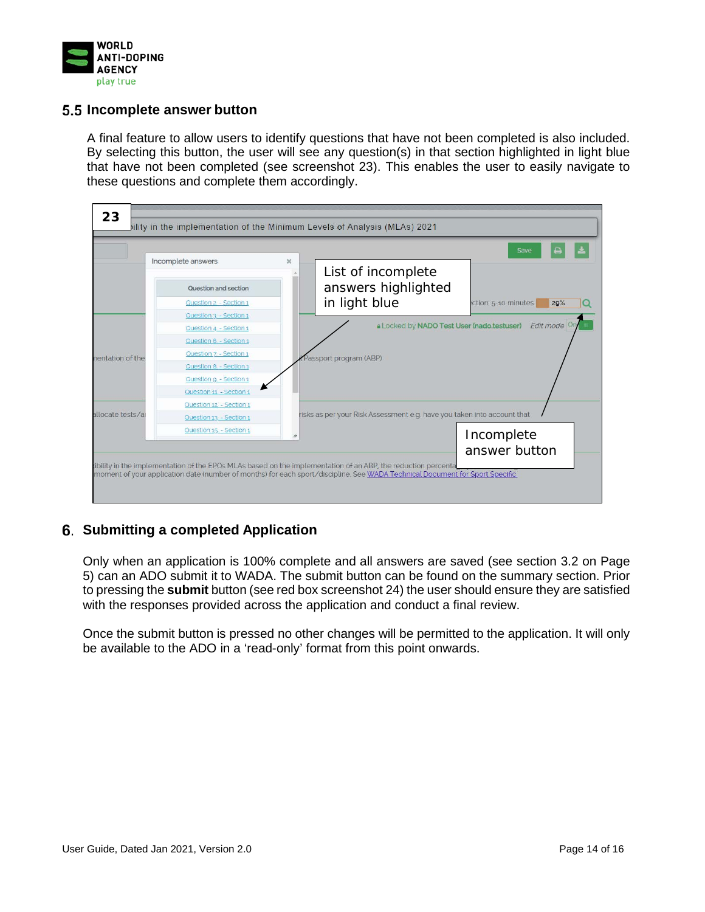## 5.5 Incomplete answer button

A final feature to allow users to identify questions that have not been completed is also included. By selecting this button, the user will see any question(s) in that section highlighted in light blue that have not been completed (see screenshot 23). This enables the user to easily navigate to these questions and complete them accordingly.

# 6. Submitting a completed Application

Only when an application is 100% complete and all answers are saved (see section 3.2 on Page 5) can an ADO submit it to WADA. The submit button can be found on the summary section. Prior to pressing the **submit** button (see red box screenshot 24) the user should ensure they are satisfied with the responses provided across the application and conduct a final review.

Once the submit button is pressed no other changes will be permitted to the application. It will only be available to the ADO in a 'read-only' format from this point onwards.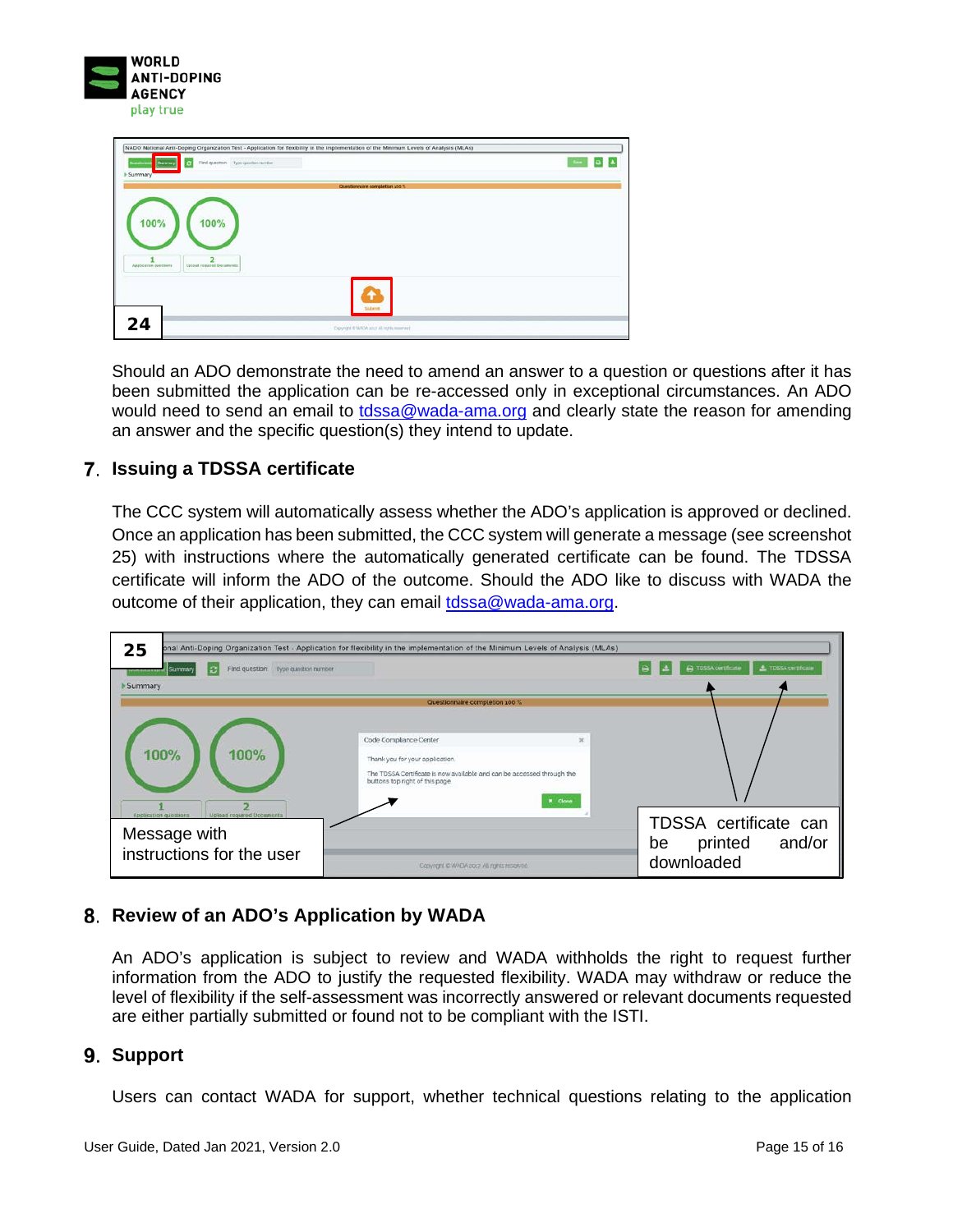Should an ADO demonstrate the need to amend an answer to a question or questions after it has been submitted the application can be re-accessed only in exceptional circumstances. An ADO would need to send an email to tdssa@wada-ama.org and clearly state the reason for amending an answer and the specific question(s) they intend to update.

## 7. Issuing a TDSSA certificate

The CCC system will automatically assess whether the ADO's application is approved or declined. Once an application has been submitted, the CCC system will generate a message (see screenshot 25) with instructions where the automatically generated certificate can be found. The TDSSA certificate will inform the ADO of the outcome. Should the ADO like to discuss with WADA the outcome of their application, they can email tdssa@wada-ama.org.

## 8. Review of an ADO's Application by WADA

An ADO's application is subject to review and WADA withholds the right to request further information from the ADO to justify the requested flexibility. WADA may withdraw or reduce the level of flexibility if the self-assessment was incorrectly answered or relevant documents requested are either partially submitted or found not to be compliant with the ISTI.

## 9. Support

Users can contact WADA for support, whether technical questions relating to the application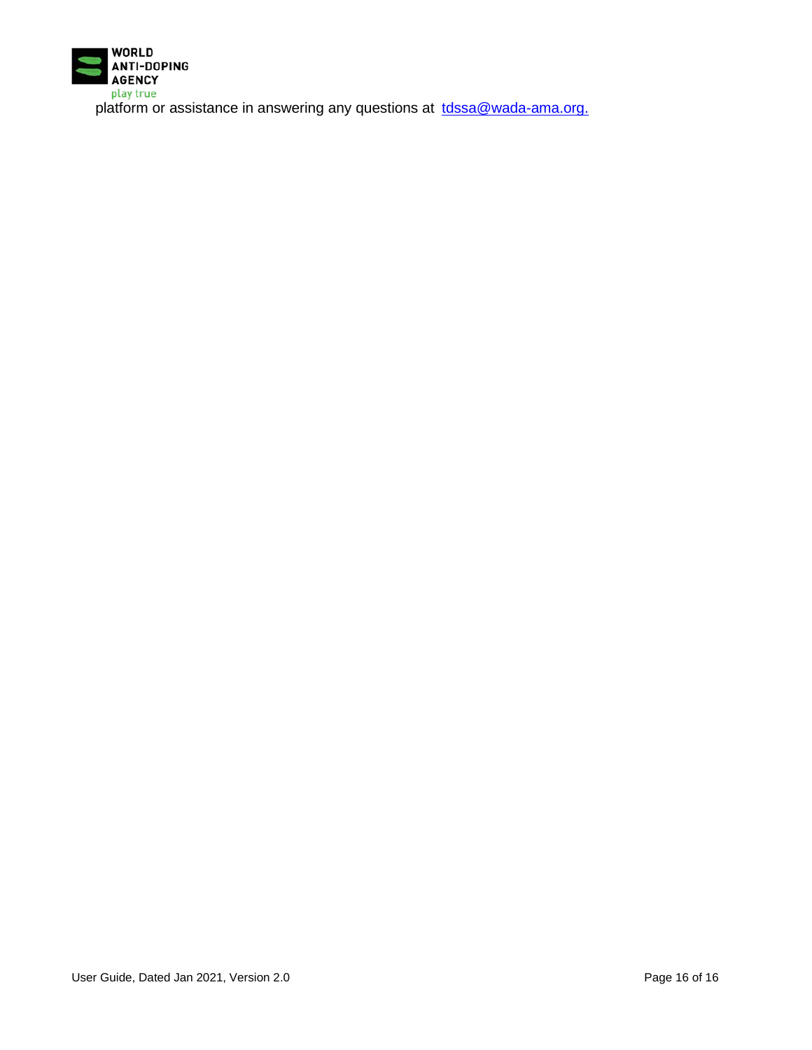platform or assistance in answering any questions at [tdssa@wada-ama.org.](mailto:tdssa@wada-ama.org)